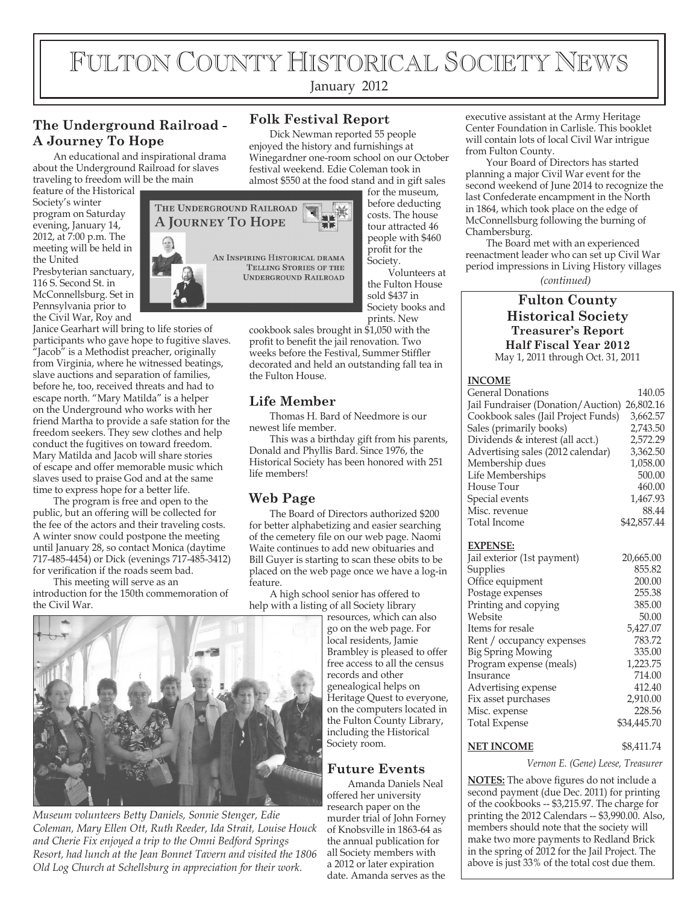# Fulton County Historical Society News

January 2012

## The Underground Railroad - A Journey To Hope

An educational and inspirational drama about the Underground Railroad for slaves traveling to freedom will be the main feature of the Historical Society's winter program on Saturday evening, January 14, 2012, at 7:00 p.m. The meeting will be held in the United Presbyterian sanctuary, 116 S. Second St. in McConnellsburg. Set in Pennsylvania prior to the Civil War, Roy and Janice Gearhart will bring to life stories of participants who gave hope to fugitive slaves. "Jacob" is a Methodist preacher, originally from Virginia, where he witnessed beatings, slave auctions and separation of families, before he, too, received threats and had to escape north. "Mary Matilda" is a helper on the Underground who works with her friend Martha to provide a safe station for the freedom seekers. They sew clothes and help conduct the fugitives on toward freedom. Mary Matilda and Jacob will share stories of escape and offer memorable music which slaves used to praise God and at the same time to express hope for a better life.

The program is free and open to the public, but an offering will be collected for the fee of the actors and their traveling costs. A winter snow could postpone the meeting until January 28, so contact Monica (daytime 717-485-4454) or Dick (evenings 717-485-3412) for verification if the roads seem bad.

This meeting will serve as an introduction for the 150th commemoration of the Civil War.

THE UNDERGROUND RAILROAD
A JOURNEY TO HOPE

AN INSPIRING HISTORICAL DRAMA TELLING STORIES OF THE UNDERGROUND RAILROAD

*Museum volunteers Betty Daniels, Sonnie Stenger, Edie Coleman, Mary Ellen Ott, Ruth Reeder, Ida Strait, Louise Houck and Cherie Fix enjoyed a trip to the Omni Bedford Springs Resort, had lunch at the Jean Bonnet Tavern and visited the 1806 Old Log Church at Schellsburg in appreciation for their work.*

## Folk Festival Report

Dick Newman reported 55 people enjoyed the history and furnishings at Winegardner one-room school on our October festival weekend. Edie Coleman took in almost $550 at the food stand and in gift sales for the museum, before deducting costs. The house tour attracted 46 people with $460 profit for the Society.

Volunteers at the Fulton House sold $437 in Society books and prints. New cookbook sales brought in $1,050 with the profit to benefit the jail renovation. Two weeks before the Festival, Summer Stiffler decorated and held an outstanding fall tea in the Fulton House.

## Life Member

Thomas H. Bard of Needmore is our newest life member.

This was a birthday gift from his parents, Donald and Phyllis Bard. Since 1976, the Historical Society has been honored with 251 life members!

## Web Page

The Board of Directors authorized $200 for better alphabetizing and easier searching of the cemetery file on our web page. Naomi Waite continues to add new obituaries and Bill Guyer is starting to scan these obits to be placed on the web page once we have a log-in feature.

A high school senior has offered to help with a listing of all Society library resources, which can also go on the web page. For local residents, Jamie Brambley is pleased to offer free access to all the census records and other genealogical helps on Heritage Quest to everyone, on the computers located in the Fulton County Library, including the Historical Society room.

## Future Events

Amanda Daniels Neal offered her university research paper on the murder trial of John Forney of Knobsville in 1863-64 as the annual publication for all Society members with a 2012 or later expiration date. Amanda serves as the executive assistant at the Army Heritage Center Foundation in Carlisle. This booklet will contain lots of local Civil War intrigue from Fulton County.

Your Board of Directors has started planning a major Civil War event for the second weekend of June 2014 to recognize the last Confederate encampment in the North in 1864, which took place on the edge of McConnellsburg following the burning of Chambersburg.

The Board met with an experienced reenactment leader who can set up Civil War period impressions in Living History villages

*(continued)*

## Fulton County Historical Society Treasurer's Report Half Fiscal Year 2012

May 1, 2011 through Oct. 31, 2011

| **INCOME** | |
|---|---|
| General Donations | 140.05 |
| Jail Fundraiser (Donation/Auction) | 26,802.16 |
| Cookbook sales (Jail Project Funds) | 3,662.57 |
| Sales (primarily books) | 2,743.50 |
| Dividends & interest (all acct.) | 2,572.29 |
| Advertising sales (2012 calendar) | 3,362.50 |
| Membership dues | 1,058.00 |
| Life Memberships | 500.00 |
| House Tour | 460.00 |
| Special events | 1,467.93 |
| Misc. revenue | 88.44 |
| Total Income | $42,857.44 |

| **EXPENSE:** | |
|---|---|
| Jail exterior (1st payment) | 20,665.00 |
| Supplies | 855.82 |
| Office equipment | 200.00 |
| Postage expenses | 255.38 |
| Printing and copying | 385.00 |
| Website | 50.00 |
| Items for resale | 5,427.07 |
| Rent / occupancy expenses | 783.72 |
| Big Spring Mowing | 335.00 |
| Program expense (meals) | 1,223.75 |
| Insurance | 714.00 |
| Advertising expense | 412.40 |
| Fix asset purchases | 2,910.00 |
| Misc. expense | 228.56 |
| Total Expense | $34,445.70 |
| **NET INCOME** | $8,411.74 |

*Vernon E. (Gene) Leese, Treasurer*

**NOTES:** The above figures do not include a second payment (due Dec. 2011) for printing of the cookbooks -- $3,215.97. The charge for printing the 2012 Calendars -- $3,990.00. Also, members should note that the society will make two more payments to Redland Brick in the spring of 2012 for the Jail Project. The above is just 33% of the total cost due them.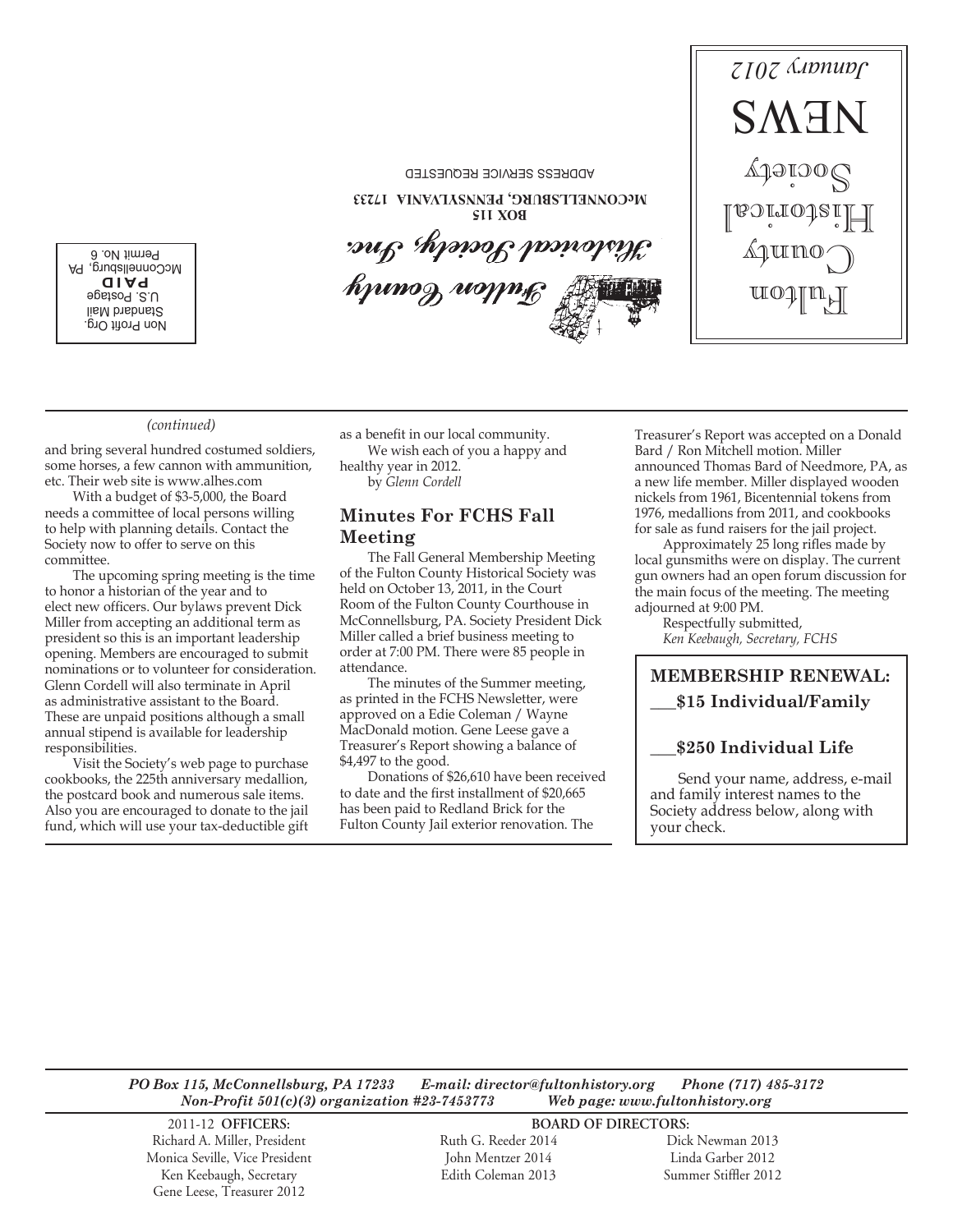Fulton County Historical Society NEWS

*January 2012*

Fulton County Historical Society, Inc.

BOX 115

McCONNELLSBURG, PENNSYLVANIA 17233

ADDRESS SERVICE REQUESTED

Non Profit Org.
Standard Mail
U.S. Postage
**PAID**
McConnellsburg, PA
Permit No. 6

*(continued)*

and bring several hundred costumed soldiers, some horses, a few cannon with ammunition, etc. Their web site is www.alhes.com

With a budget of $3-5,000, the Board needs a committee of local persons willing to help with planning details. Contact the Society now to offer to serve on this committee.

The upcoming spring meeting is the time to honor a historian of the year and to elect new officers. Our bylaws prevent Dick Miller from accepting an additional term as president so this is an important leadership opening. Members are encouraged to submit nominations or to volunteer for consideration. Glenn Cordell will also terminate in April as administrative assistant to the Board. These are unpaid positions although a small annual stipend is available for leadership responsibilities.

Visit the Society's web page to purchase cookbooks, the 225th anniversary medallion, the postcard book and numerous sale items. Also you are encouraged to donate to the jail fund, which will use your tax-deductible gift as a benefit in our local community.

We wish each of you a happy and healthy year in 2012.

by *Glenn Cordell*

## Minutes For FCHS Fall Meeting

The Fall General Membership Meeting of the Fulton County Historical Society was held on October 13, 2011, in the Court Room of the Fulton County Courthouse in McConnellsburg, PA. Society President Dick Miller called a brief business meeting to order at 7:00 PM. There were 85 people in attendance.

The minutes of the Summer meeting, as printed in the FCHS Newsletter, were approved on a Edie Coleman / Wayne MacDonald motion. Gene Leese gave a Treasurer's Report showing a balance of $4,497 to the good.

Donations of $26,610 have been received to date and the first installment of $20,665 has been paid to Redland Brick for the Fulton County Jail exterior renovation. The Treasurer's Report was accepted on a Donald Bard / Ron Mitchell motion. Miller announced Thomas Bard of Needmore, PA, as a new life member. Miller displayed wooden nickels from 1961, Bicentennial tokens from 1976, medallions from 2011, and cookbooks for sale as fund raisers for the jail project.

Approximately 25 long rifles made by local gunsmiths were on display. The current gun owners had an open forum discussion for the main focus of the meeting. The meeting adjourned at 9:00 PM.

Respectfully submitted,
*Ken Keebaugh, Secretary, FCHS*

### MEMBERSHIP RENEWAL:

**___$15 Individual/Family**

**___$250 Individual Life**

Send your name, address, e-mail and family interest names to the Society address below, along with your check.

***PO Box 115, McConnellsburg, PA 17233 E-mail: director@fultonhistory.org Phone (717) 485-3172***
***Non-Profit 501(c)(3) organization #23-7453773 Web page: www.fultonhistory.org***

2011-12 **OFFICERS:**
Richard A. Miller, President
Monica Seville, Vice President
Ken Keebaugh, Secretary
Gene Leese, Treasurer 2012

**BOARD OF DIRECTORS:**
Ruth G. Reeder 2014
John Mentzer 2014
Edith Coleman 2013
Dick Newman 2013
Linda Garber 2012
Summer Stiffler 2012